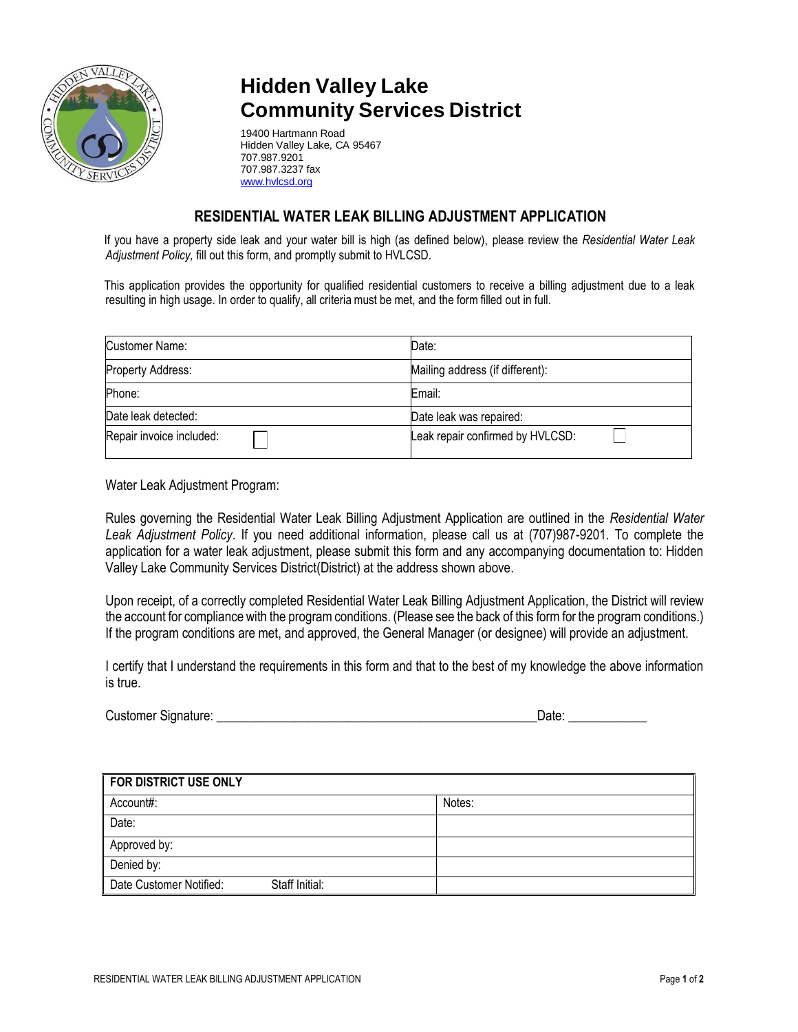# Hidden Valley Lake Community Services District

19400 Hartmann Road
Hidden Valley Lake, CA 95467
707.987.9201
707.987.3237 fax
www.hvlcsd.org

## RESIDENTIAL WATER LEAK BILLING ADJUSTMENT APPLICATION

If you have a property side leak and your water bill is high (as defined below), please review the *Residential Water Leak Adjustment Policy,* fill out this form, and promptly submit to HVLCSD.

This application provides the opportunity for qualified residential customers to receive a billing adjustment due to a leak resulting in high usage. In order to qualify, all criteria must be met, and the form filled out in full.

| Customer Name: | Date: |
|---|---|
| Property Address: | Mailing address (if different): |
| Phone: | Email: |
| Date leak detected: | Date leak was repaired: |
| Repair invoice included: ☐ | Leak repair confirmed by HVLCSD: ☐ |

Water Leak Adjustment Program:

Rules governing the Residential Water Leak Billing Adjustment Application are outlined in the *Residential Water Leak Adjustment Policy*. If you need additional information, please call us at (707)987-9201. To complete the application for a water leak adjustment, please submit this form and any accompanying documentation to: Hidden Valley Lake Community Services District(District) at the address shown above.

Upon receipt, of a correctly completed Residential Water Leak Billing Adjustment Application, the District will review the account for compliance with the program conditions. (Please see the back of this form for the program conditions.) If the program conditions are met, and approved, the General Manager (or designee) will provide an adjustment.

I certify that I understand the requirements in this form and that to the best of my knowledge the above information is true.

Customer Signature: _______________________________________________Date: ___________

| FOR DISTRICT USE ONLY | |
|---|---|
| Account#: | Notes: |
| Date: | |
| Approved by: | |
| Denied by: | |
| Date Customer Notified: Staff Initial: | |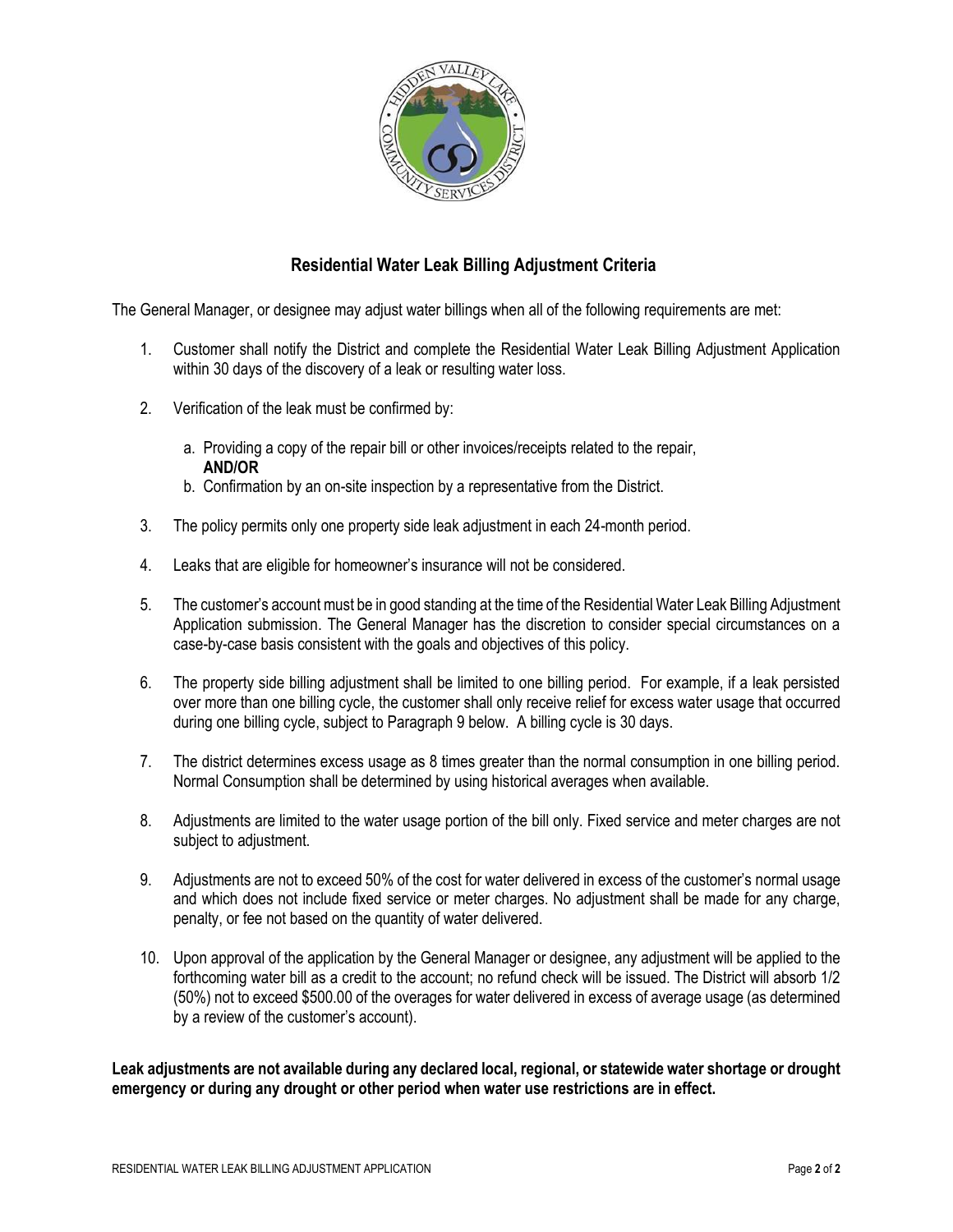## Residential Water Leak Billing Adjustment Criteria

The General Manager, or designee may adjust water billings when all of the following requirements are met:

1. Customer shall notify the District and complete the Residential Water Leak Billing Adjustment Application within 30 days of the discovery of a leak or resulting water loss.

2. Verification of the leak must be confirmed by:

   a. Providing a copy of the repair bill or other invoices/receipts related to the repair, **AND/OR**
   b. Confirmation by an on-site inspection by a representative from the District.

3. The policy permits only one property side leak adjustment in each 24-month period.

4. Leaks that are eligible for homeowner's insurance will not be considered.

5. The customer's account must be in good standing at the time of the Residential Water Leak Billing Adjustment Application submission. The General Manager has the discretion to consider special circumstances on a case-by-case basis consistent with the goals and objectives of this policy.

6. The property side billing adjustment shall be limited to one billing period. For example, if a leak persisted over more than one billing cycle, the customer shall only receive relief for excess water usage that occurred during one billing cycle, subject to Paragraph 9 below. A billing cycle is 30 days.

7. The district determines excess usage as 8 times greater than the normal consumption in one billing period. Normal Consumption shall be determined by using historical averages when available.

8. Adjustments are limited to the water usage portion of the bill only. Fixed service and meter charges are not subject to adjustment.

9. Adjustments are not to exceed 50% of the cost for water delivered in excess of the customer's normal usage and which does not include fixed service or meter charges. No adjustment shall be made for any charge, penalty, or fee not based on the quantity of water delivered.

10. Upon approval of the application by the General Manager or designee, any adjustment will be applied to the forthcoming water bill as a credit to the account; no refund check will be issued. The District will absorb 1/2 (50%) not to exceed $500.00 of the overages for water delivered in excess of average usage (as determined by a review of the customer's account).

**Leak adjustments are not available during any declared local, regional, or statewide water shortage or drought emergency or during any drought or other period when water use restrictions are in effect.**